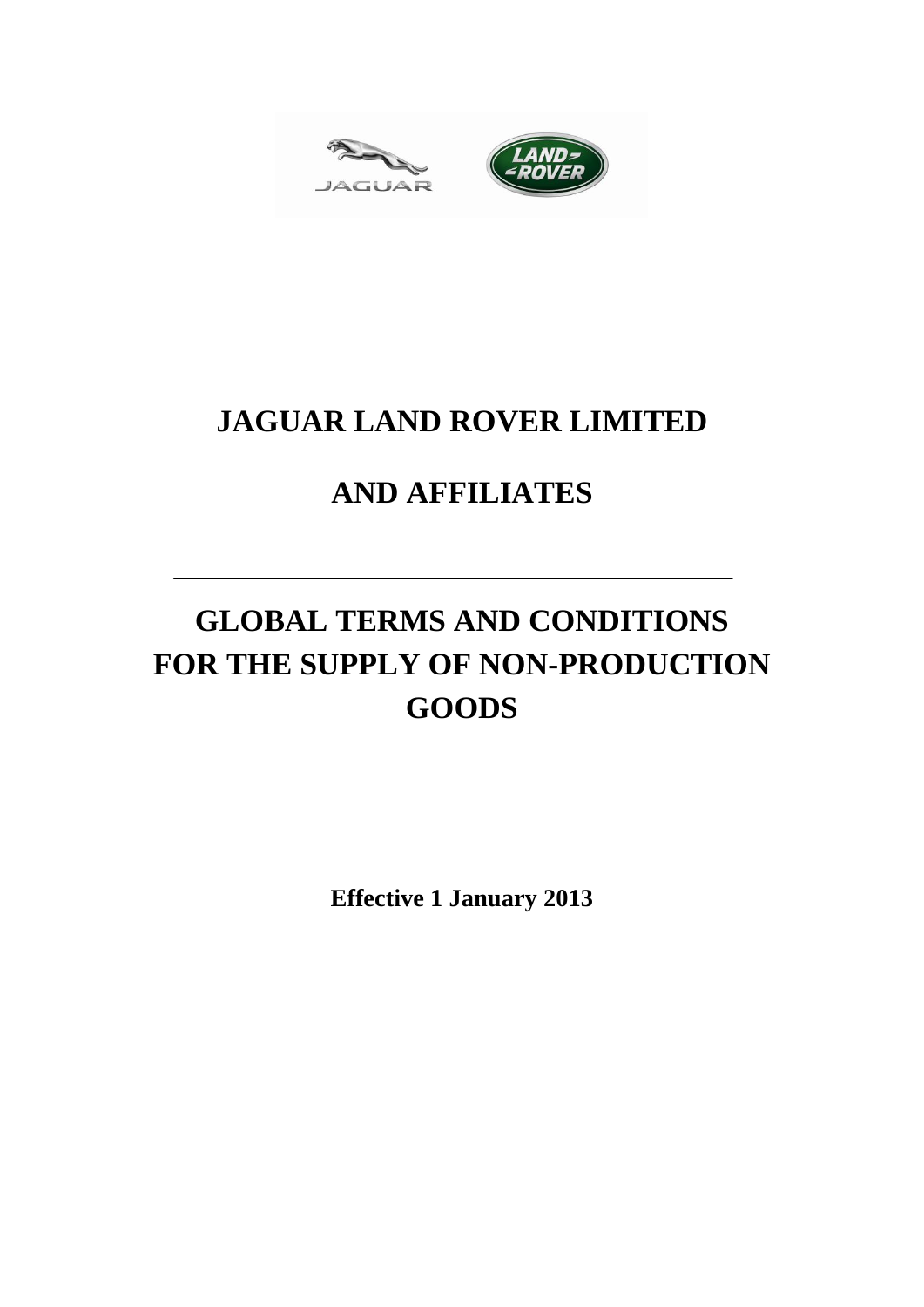# JAGUAR LAND ROVER LIMITED

# AND AFFILIATES

---

# GLOBAL TERMS AND CONDITIONS FOR THE SUPPLY OF NON-PRODUCTION GOODS

---

**Effective 1 January 2013**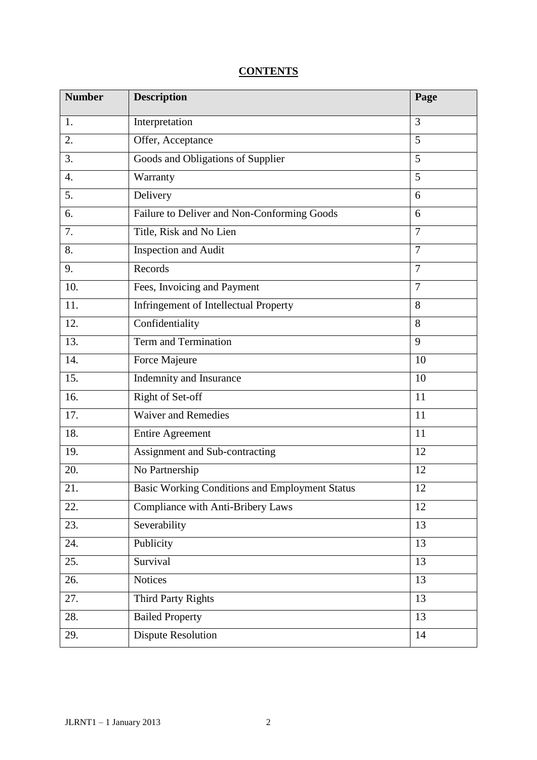**CONTENTS**

| Number | Description | Page |
|---|---|---|
| 1. | Interpretation | 3 |
| 2. | Offer, Acceptance | 5 |
| 3. | Goods and Obligations of Supplier | 5 |
| 4. | Warranty | 5 |
| 5. | Delivery | 6 |
| 6. | Failure to Deliver and Non-Conforming Goods | 6 |
| 7. | Title, Risk and No Lien | 7 |
| 8. | Inspection and Audit | 7 |
| 9. | Records | 7 |
| 10. | Fees, Invoicing and Payment | 7 |
| 11. | Infringement of Intellectual Property | 8 |
| 12. | Confidentiality | 8 |
| 13. | Term and Termination | 9 |
| 14. | Force Majeure | 10 |
| 15. | Indemnity and Insurance | 10 |
| 16. | Right of Set-off | 11 |
| 17. | Waiver and Remedies | 11 |
| 18. | Entire Agreement | 11 |
| 19. | Assignment and Sub-contracting | 12 |
| 20. | No Partnership | 12 |
| 21. | Basic Working Conditions and Employment Status | 12 |
| 22. | Compliance with Anti-Bribery Laws | 12 |
| 23. | Severability | 13 |
| 24. | Publicity | 13 |
| 25. | Survival | 13 |
| 26. | Notices | 13 |
| 27. | Third Party Rights | 13 |
| 28. | Bailed Property | 13 |
| 29. | Dispute Resolution | 14 |

JLRNT1 – 1 January 2013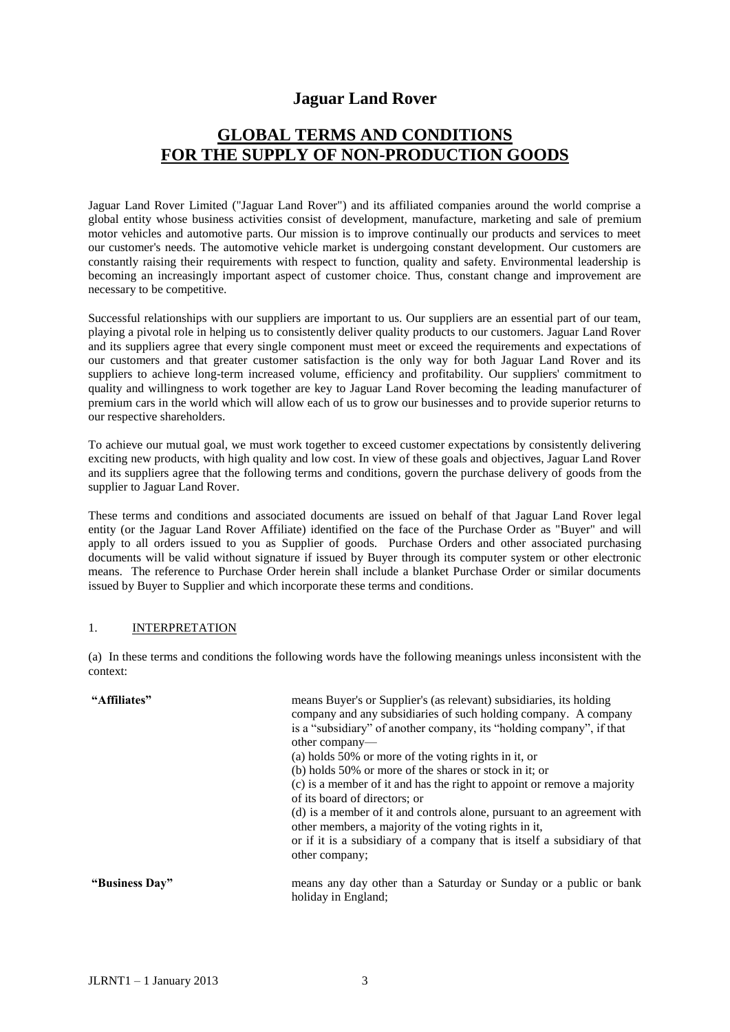# Jaguar Land Rover

## GLOBAL TERMS AND CONDITIONS FOR THE SUPPLY OF NON-PRODUCTION GOODS

Jaguar Land Rover Limited ("Jaguar Land Rover") and its affiliated companies around the world comprise a global entity whose business activities consist of development, manufacture, marketing and sale of premium motor vehicles and automotive parts. Our mission is to improve continually our products and services to meet our customer's needs. The automotive vehicle market is undergoing constant development. Our customers are constantly raising their requirements with respect to function, quality and safety. Environmental leadership is becoming an increasingly important aspect of customer choice. Thus, constant change and improvement are necessary to be competitive.

Successful relationships with our suppliers are important to us. Our suppliers are an essential part of our team, playing a pivotal role in helping us to consistently deliver quality products to our customers. Jaguar Land Rover and its suppliers agree that every single component must meet or exceed the requirements and expectations of our customers and that greater customer satisfaction is the only way for both Jaguar Land Rover and its suppliers to achieve long-term increased volume, efficiency and profitability. Our suppliers' commitment to quality and willingness to work together are key to Jaguar Land Rover becoming the leading manufacturer of premium cars in the world which will allow each of us to grow our businesses and to provide superior returns to our respective shareholders.

To achieve our mutual goal, we must work together to exceed customer expectations by consistently delivering exciting new products, with high quality and low cost. In view of these goals and objectives, Jaguar Land Rover and its suppliers agree that the following terms and conditions, govern the purchase delivery of goods from the supplier to Jaguar Land Rover.

These terms and conditions and associated documents are issued on behalf of that Jaguar Land Rover legal entity (or the Jaguar Land Rover Affiliate) identified on the face of the Purchase Order as "Buyer" and will apply to all orders issued to you as Supplier of goods. Purchase Orders and other associated purchasing documents will be valid without signature if issued by Buyer through its computer system or other electronic means. The reference to Purchase Order herein shall include a blanket Purchase Order or similar documents issued by Buyer to Supplier and which incorporate these terms and conditions.

### 1. INTERPRETATION

(a) In these terms and conditions the following words have the following meanings unless inconsistent with the context:

**"Affiliates"** means Buyer's or Supplier's (as relevant) subsidiaries, its holding company and any subsidiaries of such holding company. A company is a "subsidiary" of another company, its "holding company", if that other company—

(a) holds 50% or more of the voting rights in it, or

(b) holds 50% or more of the shares or stock in it; or

(c) is a member of it and has the right to appoint or remove a majority of its board of directors; or

(d) is a member of it and controls alone, pursuant to an agreement with other members, a majority of the voting rights in it,

or if it is a subsidiary of a company that is itself a subsidiary of that other company;

**"Business Day"** means any day other than a Saturday or Sunday or a public or bank holiday in England;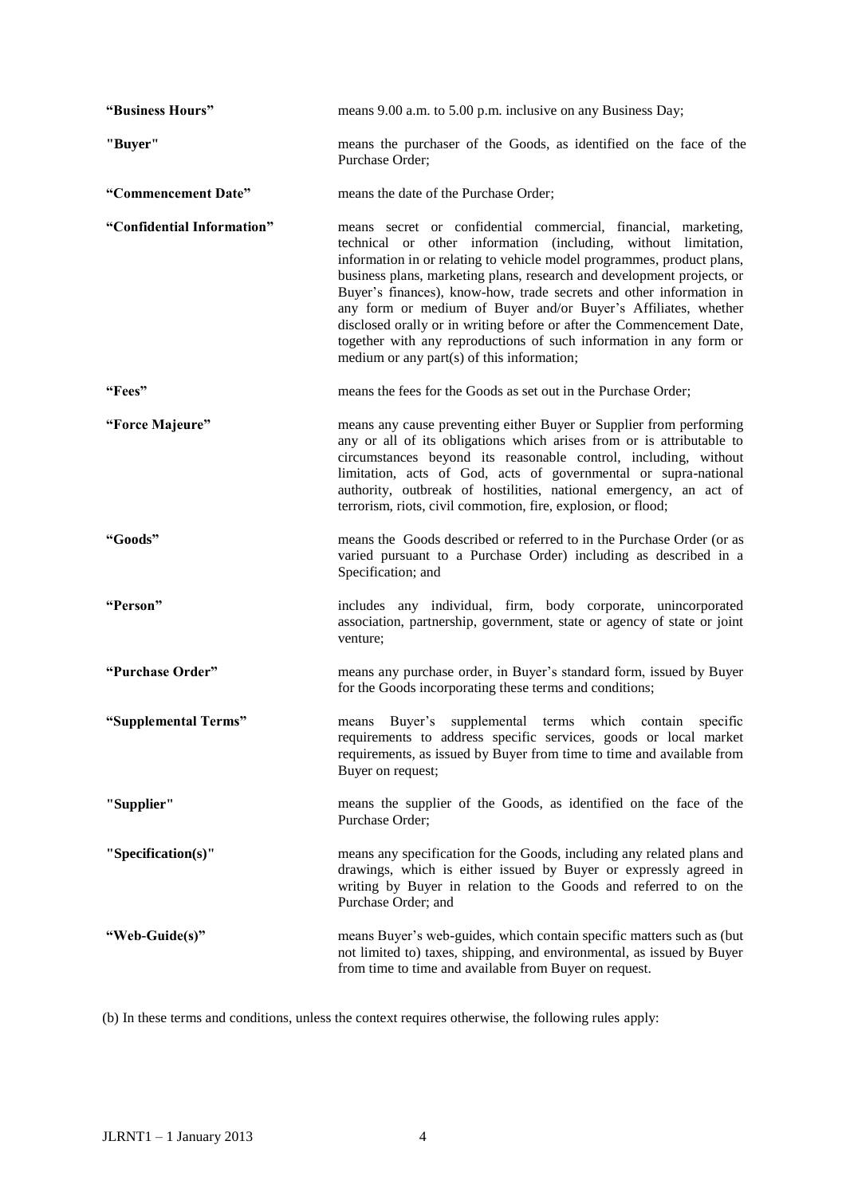| | |
|---|---|
| **"Business Hours"** | means 9.00 a.m. to 5.00 p.m. inclusive on any Business Day; |
| **"Buyer"** | means the purchaser of the Goods, as identified on the face of the Purchase Order; |
| **"Commencement Date"** | means the date of the Purchase Order; |
| **"Confidential Information"** | means secret or confidential commercial, financial, marketing, technical or other information (including, without limitation, information in or relating to vehicle model programmes, product plans, business plans, marketing plans, research and development projects, or Buyer's finances), know-how, trade secrets and other information in any form or medium of Buyer and/or Buyer's Affiliates, whether disclosed orally or in writing before or after the Commencement Date, together with any reproductions of such information in any form or medium or any part(s) of this information; |
| **"Fees"** | means the fees for the Goods as set out in the Purchase Order; |
| **"Force Majeure"** | means any cause preventing either Buyer or Supplier from performing any or all of its obligations which arises from or is attributable to circumstances beyond its reasonable control, including, without limitation, acts of God, acts of governmental or supra-national authority, outbreak of hostilities, national emergency, an act of terrorism, riots, civil commotion, fire, explosion, or flood; |
| **"Goods"** | means the Goods described or referred to in the Purchase Order (or as varied pursuant to a Purchase Order) including as described in a Specification; and |
| **"Person"** | includes any individual, firm, body corporate, unincorporated association, partnership, government, state or agency of state or joint venture; |
| **"Purchase Order"** | means any purchase order, in Buyer's standard form, issued by Buyer for the Goods incorporating these terms and conditions; |
| **"Supplemental Terms"** | means Buyer's supplemental terms which contain specific requirements to address specific services, goods or local market requirements, as issued by Buyer from time to time and available from Buyer on request; |
| **"Supplier"** | means the supplier of the Goods, as identified on the face of the Purchase Order; |
| **"Specification(s)"** | means any specification for the Goods, including any related plans and drawings, which is either issued by Buyer or expressly agreed in writing by Buyer in relation to the Goods and referred to on the Purchase Order; and |
| **"Web-Guide(s)"** | means Buyer's web-guides, which contain specific matters such as (but not limited to) taxes, shipping, and environmental, as issued by Buyer from time to time and available from Buyer on request. |

(b) In these terms and conditions, unless the context requires otherwise, the following rules apply: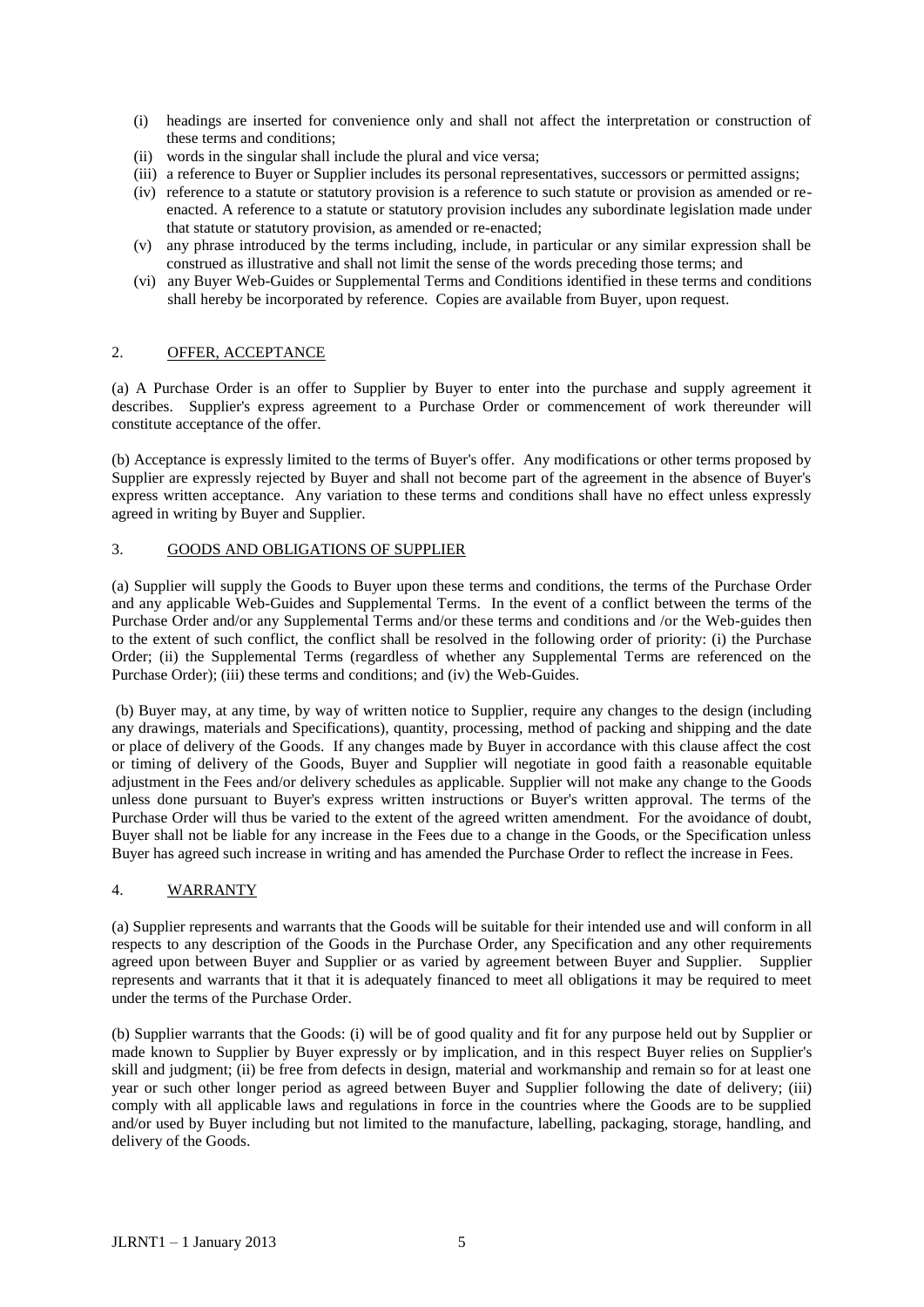(i) headings are inserted for convenience only and shall not affect the interpretation or construction of these terms and conditions;
(ii) words in the singular shall include the plural and vice versa;
(iii) a reference to Buyer or Supplier includes its personal representatives, successors or permitted assigns;
(iv) reference to a statute or statutory provision is a reference to such statute or provision as amended or re-enacted. A reference to a statute or statutory provision includes any subordinate legislation made under that statute or statutory provision, as amended or re-enacted;
(v) any phrase introduced by the terms including, include, in particular or any similar expression shall be construed as illustrative and shall not limit the sense of the words preceding those terms; and
(vi) any Buyer Web-Guides or Supplemental Terms and Conditions identified in these terms and conditions shall hereby be incorporated by reference. Copies are available from Buyer, upon request.

## 2. OFFER, ACCEPTANCE

(a) A Purchase Order is an offer to Supplier by Buyer to enter into the purchase and supply agreement it describes. Supplier's express agreement to a Purchase Order or commencement of work thereunder will constitute acceptance of the offer.

(b) Acceptance is expressly limited to the terms of Buyer's offer. Any modifications or other terms proposed by Supplier are expressly rejected by Buyer and shall not become part of the agreement in the absence of Buyer's express written acceptance. Any variation to these terms and conditions shall have no effect unless expressly agreed in writing by Buyer and Supplier.

## 3. GOODS AND OBLIGATIONS OF SUPPLIER

(a) Supplier will supply the Goods to Buyer upon these terms and conditions, the terms of the Purchase Order and any applicable Web-Guides and Supplemental Terms. In the event of a conflict between the terms of the Purchase Order and/or any Supplemental Terms and/or these terms and conditions and /or the Web-guides then to the extent of such conflict, the conflict shall be resolved in the following order of priority: (i) the Purchase Order; (ii) the Supplemental Terms (regardless of whether any Supplemental Terms are referenced on the Purchase Order); (iii) these terms and conditions; and (iv) the Web-Guides.

(b) Buyer may, at any time, by way of written notice to Supplier, require any changes to the design (including any drawings, materials and Specifications), quantity, processing, method of packing and shipping and the date or place of delivery of the Goods. If any changes made by Buyer in accordance with this clause affect the cost or timing of delivery of the Goods, Buyer and Supplier will negotiate in good faith a reasonable equitable adjustment in the Fees and/or delivery schedules as applicable. Supplier will not make any change to the Goods unless done pursuant to Buyer's express written instructions or Buyer's written approval. The terms of the Purchase Order will thus be varied to the extent of the agreed written amendment. For the avoidance of doubt, Buyer shall not be liable for any increase in the Fees due to a change in the Goods, or the Specification unless Buyer has agreed such increase in writing and has amended the Purchase Order to reflect the increase in Fees.

## 4. WARRANTY

(a) Supplier represents and warrants that the Goods will be suitable for their intended use and will conform in all respects to any description of the Goods in the Purchase Order, any Specification and any other requirements agreed upon between Buyer and Supplier or as varied by agreement between Buyer and Supplier. Supplier represents and warrants that it that it is adequately financed to meet all obligations it may be required to meet under the terms of the Purchase Order.

(b) Supplier warrants that the Goods: (i) will be of good quality and fit for any purpose held out by Supplier or made known to Supplier by Buyer expressly or by implication, and in this respect Buyer relies on Supplier's skill and judgment; (ii) be free from defects in design, material and workmanship and remain so for at least one year or such other longer period as agreed between Buyer and Supplier following the date of delivery; (iii) comply with all applicable laws and regulations in force in the countries where the Goods are to be supplied and/or used by Buyer including but not limited to the manufacture, labelling, packaging, storage, handling, and delivery of the Goods.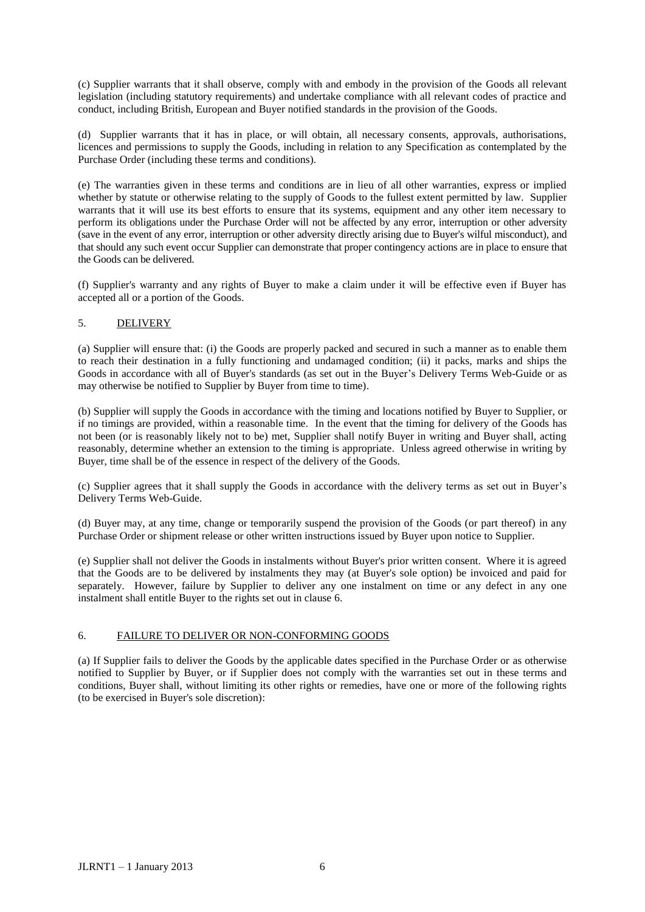(c) Supplier warrants that it shall observe, comply with and embody in the provision of the Goods all relevant legislation (including statutory requirements) and undertake compliance with all relevant codes of practice and conduct, including British, European and Buyer notified standards in the provision of the Goods.

(d) Supplier warrants that it has in place, or will obtain, all necessary consents, approvals, authorisations, licences and permissions to supply the Goods, including in relation to any Specification as contemplated by the Purchase Order (including these terms and conditions).

(e) The warranties given in these terms and conditions are in lieu of all other warranties, express or implied whether by statute or otherwise relating to the supply of Goods to the fullest extent permitted by law. Supplier warrants that it will use its best efforts to ensure that its systems, equipment and any other item necessary to perform its obligations under the Purchase Order will not be affected by any error, interruption or other adversity (save in the event of any error, interruption or other adversity directly arising due to Buyer's wilful misconduct), and that should any such event occur Supplier can demonstrate that proper contingency actions are in place to ensure that the Goods can be delivered.

(f) Supplier's warranty and any rights of Buyer to make a claim under it will be effective even if Buyer has accepted all or a portion of the Goods.

## 5. DELIVERY

(a) Supplier will ensure that: (i) the Goods are properly packed and secured in such a manner as to enable them to reach their destination in a fully functioning and undamaged condition; (ii) it packs, marks and ships the Goods in accordance with all of Buyer's standards (as set out in the Buyer's Delivery Terms Web-Guide or as may otherwise be notified to Supplier by Buyer from time to time).

(b) Supplier will supply the Goods in accordance with the timing and locations notified by Buyer to Supplier, or if no timings are provided, within a reasonable time. In the event that the timing for delivery of the Goods has not been (or is reasonably likely not to be) met, Supplier shall notify Buyer in writing and Buyer shall, acting reasonably, determine whether an extension to the timing is appropriate. Unless agreed otherwise in writing by Buyer, time shall be of the essence in respect of the delivery of the Goods.

(c) Supplier agrees that it shall supply the Goods in accordance with the delivery terms as set out in Buyer's Delivery Terms Web-Guide.

(d) Buyer may, at any time, change or temporarily suspend the provision of the Goods (or part thereof) in any Purchase Order or shipment release or other written instructions issued by Buyer upon notice to Supplier.

(e) Supplier shall not deliver the Goods in instalments without Buyer's prior written consent. Where it is agreed that the Goods are to be delivered by instalments they may (at Buyer's sole option) be invoiced and paid for separately. However, failure by Supplier to deliver any one instalment on time or any defect in any one instalment shall entitle Buyer to the rights set out in clause 6.

## 6. FAILURE TO DELIVER OR NON-CONFORMING GOODS

(a) If Supplier fails to deliver the Goods by the applicable dates specified in the Purchase Order or as otherwise notified to Supplier by Buyer, or if Supplier does not comply with the warranties set out in these terms and conditions, Buyer shall, without limiting its other rights or remedies, have one or more of the following rights (to be exercised in Buyer's sole discretion):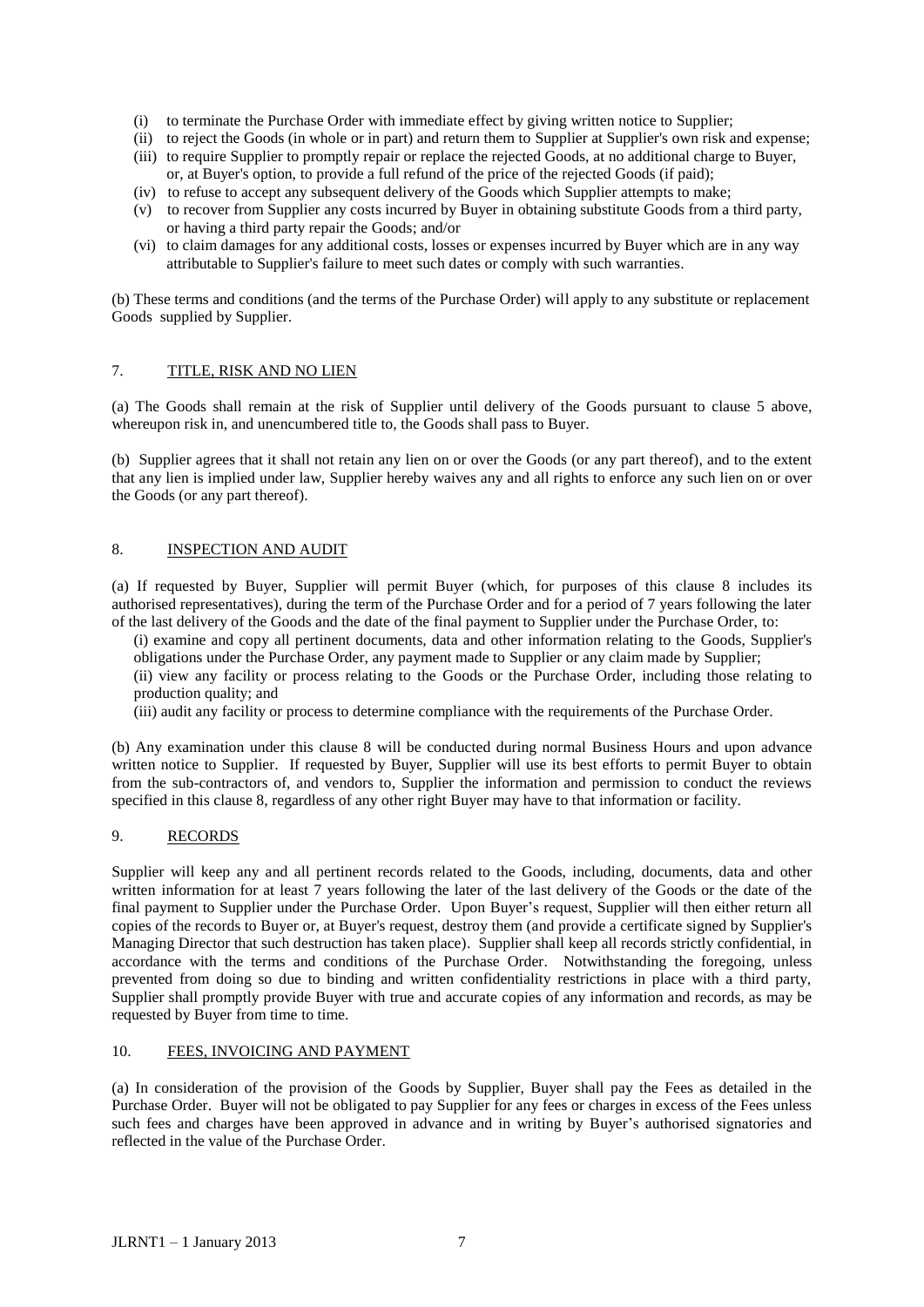(i) to terminate the Purchase Order with immediate effect by giving written notice to Supplier;
(ii) to reject the Goods (in whole or in part) and return them to Supplier at Supplier's own risk and expense;
(iii) to require Supplier to promptly repair or replace the rejected Goods, at no additional charge to Buyer, or, at Buyer's option, to provide a full refund of the price of the rejected Goods (if paid);
(iv) to refuse to accept any subsequent delivery of the Goods which Supplier attempts to make;
(v) to recover from Supplier any costs incurred by Buyer in obtaining substitute Goods from a third party, or having a third party repair the Goods; and/or
(vi) to claim damages for any additional costs, losses or expenses incurred by Buyer which are in any way attributable to Supplier's failure to meet such dates or comply with such warranties.

(b) These terms and conditions (and the terms of the Purchase Order) will apply to any substitute or replacement Goods supplied by Supplier.

## 7. TITLE, RISK AND NO LIEN

(a) The Goods shall remain at the risk of Supplier until delivery of the Goods pursuant to clause 5 above, whereupon risk in, and unencumbered title to, the Goods shall pass to Buyer.

(b) Supplier agrees that it shall not retain any lien on or over the Goods (or any part thereof), and to the extent that any lien is implied under law, Supplier hereby waives any and all rights to enforce any such lien on or over the Goods (or any part thereof).

## 8. INSPECTION AND AUDIT

(a) If requested by Buyer, Supplier will permit Buyer (which, for purposes of this clause 8 includes its authorised representatives), during the term of the Purchase Order and for a period of 7 years following the later of the last delivery of the Goods and the date of the final payment to Supplier under the Purchase Order, to:

(i) examine and copy all pertinent documents, data and other information relating to the Goods, Supplier's obligations under the Purchase Order, any payment made to Supplier or any claim made by Supplier;
(ii) view any facility or process relating to the Goods or the Purchase Order, including those relating to production quality; and
(iii) audit any facility or process to determine compliance with the requirements of the Purchase Order.

(b) Any examination under this clause 8 will be conducted during normal Business Hours and upon advance written notice to Supplier. If requested by Buyer, Supplier will use its best efforts to permit Buyer to obtain from the sub-contractors of, and vendors to, Supplier the information and permission to conduct the reviews specified in this clause 8, regardless of any other right Buyer may have to that information or facility.

## 9. RECORDS

Supplier will keep any and all pertinent records related to the Goods, including, documents, data and other written information for at least 7 years following the later of the last delivery of the Goods or the date of the final payment to Supplier under the Purchase Order. Upon Buyer's request, Supplier will then either return all copies of the records to Buyer or, at Buyer's request, destroy them (and provide a certificate signed by Supplier's Managing Director that such destruction has taken place). Supplier shall keep all records strictly confidential, in accordance with the terms and conditions of the Purchase Order. Notwithstanding the foregoing, unless prevented from doing so due to binding and written confidentiality restrictions in place with a third party, Supplier shall promptly provide Buyer with true and accurate copies of any information and records, as may be requested by Buyer from time to time.

## 10. FEES, INVOICING AND PAYMENT

(a) In consideration of the provision of the Goods by Supplier, Buyer shall pay the Fees as detailed in the Purchase Order. Buyer will not be obligated to pay Supplier for any fees or charges in excess of the Fees unless such fees and charges have been approved in advance and in writing by Buyer's authorised signatories and reflected in the value of the Purchase Order.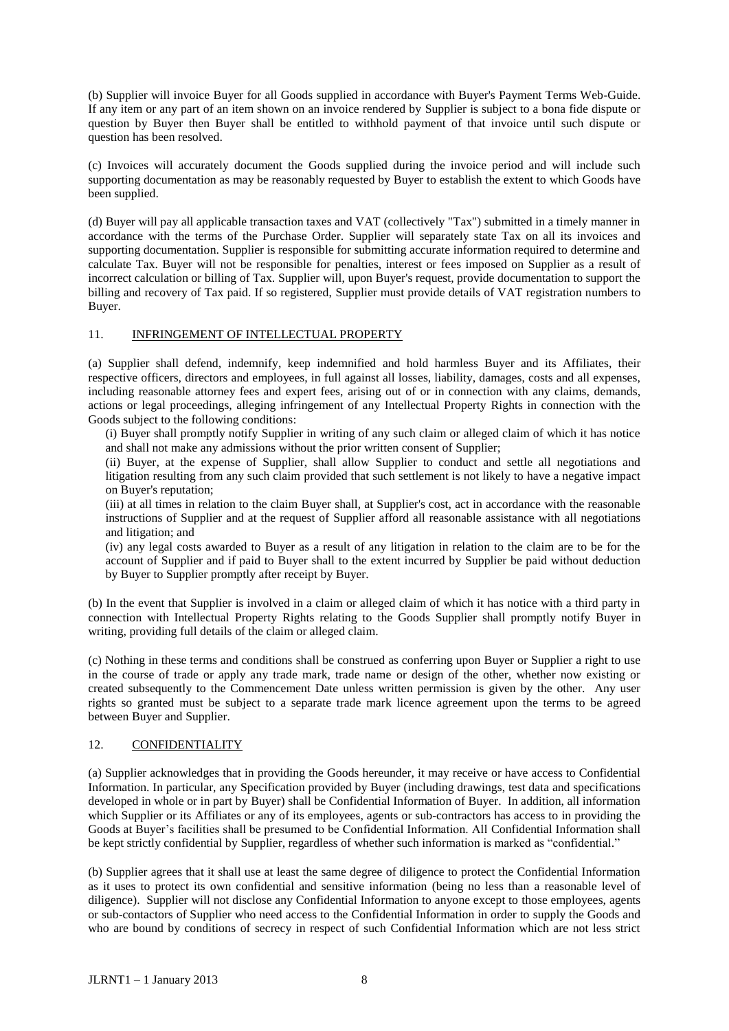(b) Supplier will invoice Buyer for all Goods supplied in accordance with Buyer's Payment Terms Web-Guide. If any item or any part of an item shown on an invoice rendered by Supplier is subject to a bona fide dispute or question by Buyer then Buyer shall be entitled to withhold payment of that invoice until such dispute or question has been resolved.

(c) Invoices will accurately document the Goods supplied during the invoice period and will include such supporting documentation as may be reasonably requested by Buyer to establish the extent to which Goods have been supplied.

(d) Buyer will pay all applicable transaction taxes and VAT (collectively "Tax") submitted in a timely manner in accordance with the terms of the Purchase Order. Supplier will separately state Tax on all its invoices and supporting documentation. Supplier is responsible for submitting accurate information required to determine and calculate Tax. Buyer will not be responsible for penalties, interest or fees imposed on Supplier as a result of incorrect calculation or billing of Tax. Supplier will, upon Buyer's request, provide documentation to support the billing and recovery of Tax paid. If so registered, Supplier must provide details of VAT registration numbers to Buyer.

## 11. INFRINGEMENT OF INTELLECTUAL PROPERTY

(a) Supplier shall defend, indemnify, keep indemnified and hold harmless Buyer and its Affiliates, their respective officers, directors and employees, in full against all losses, liability, damages, costs and all expenses, including reasonable attorney fees and expert fees, arising out of or in connection with any claims, demands, actions or legal proceedings, alleging infringement of any Intellectual Property Rights in connection with the Goods subject to the following conditions:

(i) Buyer shall promptly notify Supplier in writing of any such claim or alleged claim of which it has notice and shall not make any admissions without the prior written consent of Supplier;

(ii) Buyer, at the expense of Supplier, shall allow Supplier to conduct and settle all negotiations and litigation resulting from any such claim provided that such settlement is not likely to have a negative impact on Buyer's reputation;

(iii) at all times in relation to the claim Buyer shall, at Supplier's cost, act in accordance with the reasonable instructions of Supplier and at the request of Supplier afford all reasonable assistance with all negotiations and litigation; and

(iv) any legal costs awarded to Buyer as a result of any litigation in relation to the claim are to be for the account of Supplier and if paid to Buyer shall to the extent incurred by Supplier be paid without deduction by Buyer to Supplier promptly after receipt by Buyer.

(b) In the event that Supplier is involved in a claim or alleged claim of which it has notice with a third party in connection with Intellectual Property Rights relating to the Goods Supplier shall promptly notify Buyer in writing, providing full details of the claim or alleged claim.

(c) Nothing in these terms and conditions shall be construed as conferring upon Buyer or Supplier a right to use in the course of trade or apply any trade mark, trade name or design of the other, whether now existing or created subsequently to the Commencement Date unless written permission is given by the other. Any user rights so granted must be subject to a separate trade mark licence agreement upon the terms to be agreed between Buyer and Supplier.

## 12. CONFIDENTIALITY

(a) Supplier acknowledges that in providing the Goods hereunder, it may receive or have access to Confidential Information. In particular, any Specification provided by Buyer (including drawings, test data and specifications developed in whole or in part by Buyer) shall be Confidential Information of Buyer. In addition, all information which Supplier or its Affiliates or any of its employees, agents or sub-contractors has access to in providing the Goods at Buyer's facilities shall be presumed to be Confidential Information. All Confidential Information shall be kept strictly confidential by Supplier, regardless of whether such information is marked as "confidential."

(b) Supplier agrees that it shall use at least the same degree of diligence to protect the Confidential Information as it uses to protect its own confidential and sensitive information (being no less than a reasonable level of diligence). Supplier will not disclose any Confidential Information to anyone except to those employees, agents or sub-contactors of Supplier who need access to the Confidential Information in order to supply the Goods and who are bound by conditions of secrecy in respect of such Confidential Information which are not less strict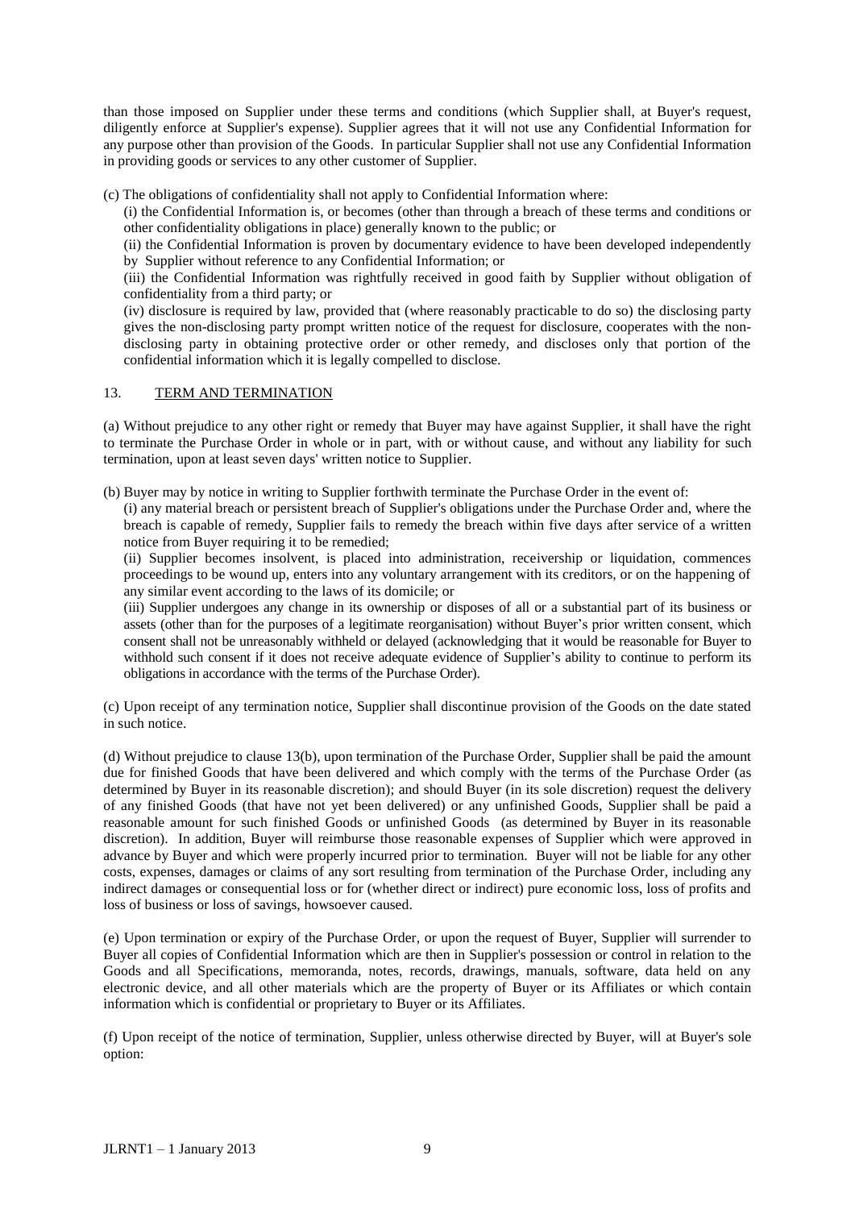than those imposed on Supplier under these terms and conditions (which Supplier shall, at Buyer's request, diligently enforce at Supplier's expense). Supplier agrees that it will not use any Confidential Information for any purpose other than provision of the Goods. In particular Supplier shall not use any Confidential Information in providing goods or services to any other customer of Supplier.

(c) The obligations of confidentiality shall not apply to Confidential Information where:

(i) the Confidential Information is, or becomes (other than through a breach of these terms and conditions or other confidentiality obligations in place) generally known to the public; or

(ii) the Confidential Information is proven by documentary evidence to have been developed independently by Supplier without reference to any Confidential Information; or

(iii) the Confidential Information was rightfully received in good faith by Supplier without obligation of confidentiality from a third party; or

(iv) disclosure is required by law, provided that (where reasonably practicable to do so) the disclosing party gives the non-disclosing party prompt written notice of the request for disclosure, cooperates with the non-disclosing party in obtaining protective order or other remedy, and discloses only that portion of the confidential information which it is legally compelled to disclose.

## 13. TERM AND TERMINATION

(a) Without prejudice to any other right or remedy that Buyer may have against Supplier, it shall have the right to terminate the Purchase Order in whole or in part, with or without cause, and without any liability for such termination, upon at least seven days' written notice to Supplier.

(b) Buyer may by notice in writing to Supplier forthwith terminate the Purchase Order in the event of:

(i) any material breach or persistent breach of Supplier's obligations under the Purchase Order and, where the breach is capable of remedy, Supplier fails to remedy the breach within five days after service of a written notice from Buyer requiring it to be remedied;

(ii) Supplier becomes insolvent, is placed into administration, receivership or liquidation, commences proceedings to be wound up, enters into any voluntary arrangement with its creditors, or on the happening of any similar event according to the laws of its domicile; or

(iii) Supplier undergoes any change in its ownership or disposes of all or a substantial part of its business or assets (other than for the purposes of a legitimate reorganisation) without Buyer's prior written consent, which consent shall not be unreasonably withheld or delayed (acknowledging that it would be reasonable for Buyer to withhold such consent if it does not receive adequate evidence of Supplier's ability to continue to perform its obligations in accordance with the terms of the Purchase Order).

(c) Upon receipt of any termination notice, Supplier shall discontinue provision of the Goods on the date stated in such notice.

(d) Without prejudice to clause 13(b), upon termination of the Purchase Order, Supplier shall be paid the amount due for finished Goods that have been delivered and which comply with the terms of the Purchase Order (as determined by Buyer in its reasonable discretion); and should Buyer (in its sole discretion) request the delivery of any finished Goods (that have not yet been delivered) or any unfinished Goods, Supplier shall be paid a reasonable amount for such finished Goods or unfinished Goods (as determined by Buyer in its reasonable discretion). In addition, Buyer will reimburse those reasonable expenses of Supplier which were approved in advance by Buyer and which were properly incurred prior to termination. Buyer will not be liable for any other costs, expenses, damages or claims of any sort resulting from termination of the Purchase Order, including any indirect damages or consequential loss or for (whether direct or indirect) pure economic loss, loss of profits and loss of business or loss of savings, howsoever caused.

(e) Upon termination or expiry of the Purchase Order, or upon the request of Buyer, Supplier will surrender to Buyer all copies of Confidential Information which are then in Supplier's possession or control in relation to the Goods and all Specifications, memoranda, notes, records, drawings, manuals, software, data held on any electronic device, and all other materials which are the property of Buyer or its Affiliates or which contain information which is confidential or proprietary to Buyer or its Affiliates.

(f) Upon receipt of the notice of termination, Supplier, unless otherwise directed by Buyer, will at Buyer's sole option: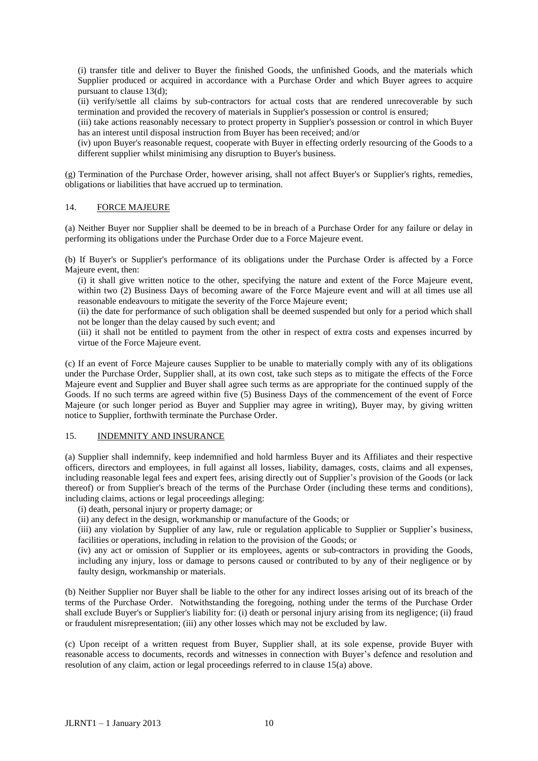(i) transfer title and deliver to Buyer the finished Goods, the unfinished Goods, and the materials which Supplier produced or acquired in accordance with a Purchase Order and which Buyer agrees to acquire pursuant to clause 13(d);

(ii) verify/settle all claims by sub-contractors for actual costs that are rendered unrecoverable by such termination and provided the recovery of materials in Supplier's possession or control is ensured;

(iii) take actions reasonably necessary to protect property in Supplier's possession or control in which Buyer has an interest until disposal instruction from Buyer has been received; and/or

(iv) upon Buyer's reasonable request, cooperate with Buyer in effecting orderly resourcing of the Goods to a different supplier whilst minimising any disruption to Buyer's business.

(g) Termination of the Purchase Order, however arising, shall not affect Buyer's or Supplier's rights, remedies, obligations or liabilities that have accrued up to termination.

## 14. FORCE MAJEURE

(a) Neither Buyer nor Supplier shall be deemed to be in breach of a Purchase Order for any failure or delay in performing its obligations under the Purchase Order due to a Force Majeure event.

(b) If Buyer's or Supplier's performance of its obligations under the Purchase Order is affected by a Force Majeure event, then:

(i) it shall give written notice to the other, specifying the nature and extent of the Force Majeure event, within two (2) Business Days of becoming aware of the Force Majeure event and will at all times use all reasonable endeavours to mitigate the severity of the Force Majeure event;

(ii) the date for performance of such obligation shall be deemed suspended but only for a period which shall not be longer than the delay caused by such event; and

(iii) it shall not be entitled to payment from the other in respect of extra costs and expenses incurred by virtue of the Force Majeure event.

(c) If an event of Force Majeure causes Supplier to be unable to materially comply with any of its obligations under the Purchase Order, Supplier shall, at its own cost, take such steps as to mitigate the effects of the Force Majeure event and Supplier and Buyer shall agree such terms as are appropriate for the continued supply of the Goods. If no such terms are agreed within five (5) Business Days of the commencement of the event of Force Majeure (or such longer period as Buyer and Supplier may agree in writing), Buyer may, by giving written notice to Supplier, forthwith terminate the Purchase Order.

## 15. INDEMNITY AND INSURANCE

(a) Supplier shall indemnify, keep indemnified and hold harmless Buyer and its Affiliates and their respective officers, directors and employees, in full against all losses, liability, damages, costs, claims and all expenses, including reasonable legal fees and expert fees, arising directly out of Supplier's provision of the Goods (or lack thereof) or from Supplier's breach of the terms of the Purchase Order (including these terms and conditions), including claims, actions or legal proceedings alleging:

(i) death, personal injury or property damage; or

(ii) any defect in the design, workmanship or manufacture of the Goods; or

(iii) any violation by Supplier of any law, rule or regulation applicable to Supplier or Supplier's business, facilities or operations, including in relation to the provision of the Goods; or

(iv) any act or omission of Supplier or its employees, agents or sub-contractors in providing the Goods, including any injury, loss or damage to persons caused or contributed to by any of their negligence or by faulty design, workmanship or materials.

(b) Neither Supplier nor Buyer shall be liable to the other for any indirect losses arising out of its breach of the terms of the Purchase Order. Notwithstanding the foregoing, nothing under the terms of the Purchase Order shall exclude Buyer's or Supplier's liability for: (i) death or personal injury arising from its negligence; (ii) fraud or fraudulent misrepresentation; (iii) any other losses which may not be excluded by law.

(c) Upon receipt of a written request from Buyer, Supplier shall, at its sole expense, provide Buyer with reasonable access to documents, records and witnesses in connection with Buyer's defence and resolution and resolution of any claim, action or legal proceedings referred to in clause 15(a) above.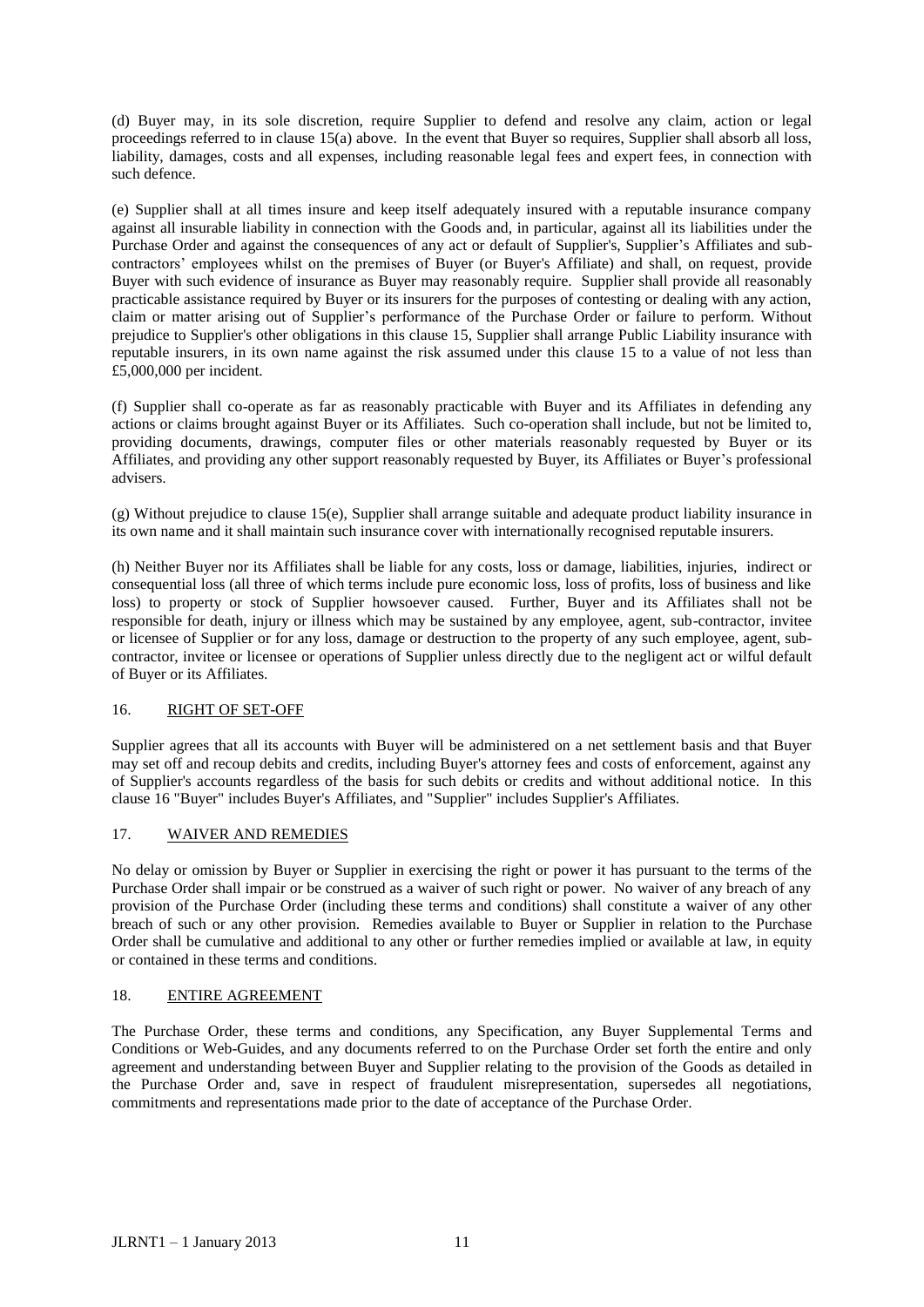(d) Buyer may, in its sole discretion, require Supplier to defend and resolve any claim, action or legal proceedings referred to in clause 15(a) above. In the event that Buyer so requires, Supplier shall absorb all loss, liability, damages, costs and all expenses, including reasonable legal fees and expert fees, in connection with such defence.

(e) Supplier shall at all times insure and keep itself adequately insured with a reputable insurance company against all insurable liability in connection with the Goods and, in particular, against all its liabilities under the Purchase Order and against the consequences of any act or default of Supplier's, Supplier's Affiliates and sub-contractors' employees whilst on the premises of Buyer (or Buyer's Affiliate) and shall, on request, provide Buyer with such evidence of insurance as Buyer may reasonably require. Supplier shall provide all reasonably practicable assistance required by Buyer or its insurers for the purposes of contesting or dealing with any action, claim or matter arising out of Supplier's performance of the Purchase Order or failure to perform. Without prejudice to Supplier's other obligations in this clause 15, Supplier shall arrange Public Liability insurance with reputable insurers, in its own name against the risk assumed under this clause 15 to a value of not less than £5,000,000 per incident.

(f) Supplier shall co-operate as far as reasonably practicable with Buyer and its Affiliates in defending any actions or claims brought against Buyer or its Affiliates. Such co-operation shall include, but not be limited to, providing documents, drawings, computer files or other materials reasonably requested by Buyer or its Affiliates, and providing any other support reasonably requested by Buyer, its Affiliates or Buyer's professional advisers.

(g) Without prejudice to clause 15(e), Supplier shall arrange suitable and adequate product liability insurance in its own name and it shall maintain such insurance cover with internationally recognised reputable insurers.

(h) Neither Buyer nor its Affiliates shall be liable for any costs, loss or damage, liabilities, injuries, indirect or consequential loss (all three of which terms include pure economic loss, loss of profits, loss of business and like loss) to property or stock of Supplier howsoever caused. Further, Buyer and its Affiliates shall not be responsible for death, injury or illness which may be sustained by any employee, agent, sub-contractor, invitee or licensee of Supplier or for any loss, damage or destruction to the property of any such employee, agent, sub-contractor, invitee or licensee or operations of Supplier unless directly due to the negligent act or wilful default of Buyer or its Affiliates.

## 16. RIGHT OF SET-OFF

Supplier agrees that all its accounts with Buyer will be administered on a net settlement basis and that Buyer may set off and recoup debits and credits, including Buyer's attorney fees and costs of enforcement, against any of Supplier's accounts regardless of the basis for such debits or credits and without additional notice. In this clause 16 "Buyer" includes Buyer's Affiliates, and "Supplier" includes Supplier's Affiliates.

## 17. WAIVER AND REMEDIES

No delay or omission by Buyer or Supplier in exercising the right or power it has pursuant to the terms of the Purchase Order shall impair or be construed as a waiver of such right or power. No waiver of any breach of any provision of the Purchase Order (including these terms and conditions) shall constitute a waiver of any other breach of such or any other provision. Remedies available to Buyer or Supplier in relation to the Purchase Order shall be cumulative and additional to any other or further remedies implied or available at law, in equity or contained in these terms and conditions.

## 18. ENTIRE AGREEMENT

The Purchase Order, these terms and conditions, any Specification, any Buyer Supplemental Terms and Conditions or Web-Guides, and any documents referred to on the Purchase Order set forth the entire and only agreement and understanding between Buyer and Supplier relating to the provision of the Goods as detailed in the Purchase Order and, save in respect of fraudulent misrepresentation, supersedes all negotiations, commitments and representations made prior to the date of acceptance of the Purchase Order.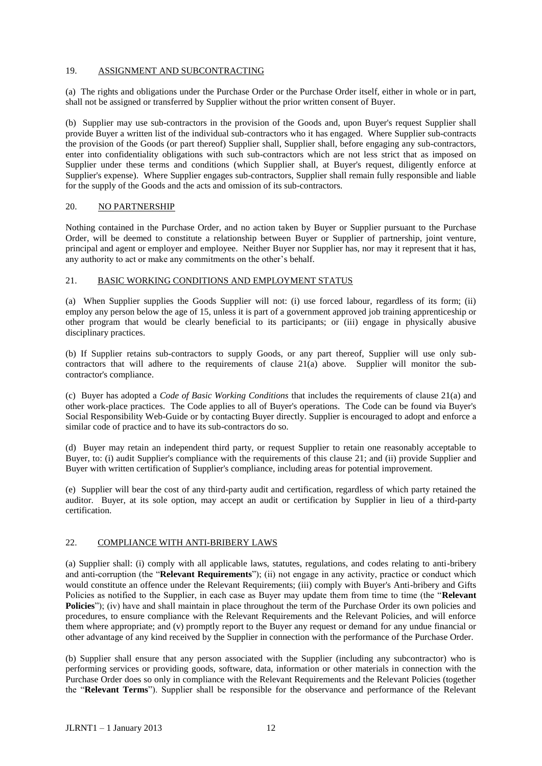## 19. ASSIGNMENT AND SUBCONTRACTING

(a) The rights and obligations under the Purchase Order or the Purchase Order itself, either in whole or in part, shall not be assigned or transferred by Supplier without the prior written consent of Buyer.

(b) Supplier may use sub-contractors in the provision of the Goods and, upon Buyer's request Supplier shall provide Buyer a written list of the individual sub-contractors who it has engaged. Where Supplier sub-contracts the provision of the Goods (or part thereof) Supplier shall, Supplier shall, before engaging any sub-contractors, enter into confidentiality obligations with such sub-contractors which are not less strict that as imposed on Supplier under these terms and conditions (which Supplier shall, at Buyer's request, diligently enforce at Supplier's expense). Where Supplier engages sub-contractors, Supplier shall remain fully responsible and liable for the supply of the Goods and the acts and omission of its sub-contractors.

## 20. NO PARTNERSHIP

Nothing contained in the Purchase Order, and no action taken by Buyer or Supplier pursuant to the Purchase Order, will be deemed to constitute a relationship between Buyer or Supplier of partnership, joint venture, principal and agent or employer and employee. Neither Buyer nor Supplier has, nor may it represent that it has, any authority to act or make any commitments on the other's behalf.

## 21. BASIC WORKING CONDITIONS AND EMPLOYMENT STATUS

(a) When Supplier supplies the Goods Supplier will not: (i) use forced labour, regardless of its form; (ii) employ any person below the age of 15, unless it is part of a government approved job training apprenticeship or other program that would be clearly beneficial to its participants; or (iii) engage in physically abusive disciplinary practices.

(b) If Supplier retains sub-contractors to supply Goods, or any part thereof, Supplier will use only sub-contractors that will adhere to the requirements of clause 21(a) above. Supplier will monitor the sub-contractor's compliance.

(c) Buyer has adopted a *Code of Basic Working Conditions* that includes the requirements of clause 21(a) and other work-place practices. The Code applies to all of Buyer's operations. The Code can be found via Buyer's Social Responsibility Web-Guide or by contacting Buyer directly. Supplier is encouraged to adopt and enforce a similar code of practice and to have its sub-contractors do so.

(d) Buyer may retain an independent third party, or request Supplier to retain one reasonably acceptable to Buyer, to: (i) audit Supplier's compliance with the requirements of this clause 21; and (ii) provide Supplier and Buyer with written certification of Supplier's compliance, including areas for potential improvement.

(e) Supplier will bear the cost of any third-party audit and certification, regardless of which party retained the auditor. Buyer, at its sole option, may accept an audit or certification by Supplier in lieu of a third-party certification.

## 22. COMPLIANCE WITH ANTI-BRIBERY LAWS

(a) Supplier shall: (i) comply with all applicable laws, statutes, regulations, and codes relating to anti-bribery and anti-corruption (the "**Relevant Requirements**"); (ii) not engage in any activity, practice or conduct which would constitute an offence under the Relevant Requirements; (iii) comply with Buyer's Anti-bribery and Gifts Policies as notified to the Supplier, in each case as Buyer may update them from time to time (the "**Relevant Policies**"); (iv) have and shall maintain in place throughout the term of the Purchase Order its own policies and procedures, to ensure compliance with the Relevant Requirements and the Relevant Policies, and will enforce them where appropriate; and (v) promptly report to the Buyer any request or demand for any undue financial or other advantage of any kind received by the Supplier in connection with the performance of the Purchase Order.

(b) Supplier shall ensure that any person associated with the Supplier (including any subcontractor) who is performing services or providing goods, software, data, information or other materials in connection with the Purchase Order does so only in compliance with the Relevant Requirements and the Relevant Policies (together the "**Relevant Terms**"). Supplier shall be responsible for the observance and performance of the Relevant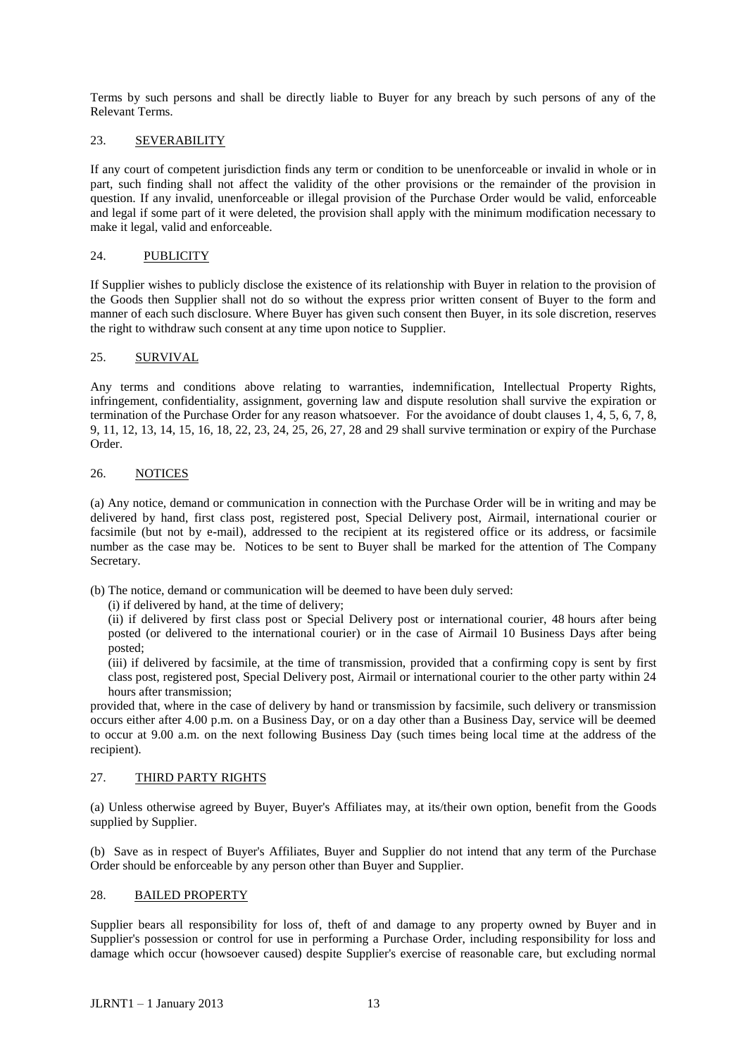Terms by such persons and shall be directly liable to Buyer for any breach by such persons of any of the Relevant Terms.

## 23. SEVERABILITY

If any court of competent jurisdiction finds any term or condition to be unenforceable or invalid in whole or in part, such finding shall not affect the validity of the other provisions or the remainder of the provision in question. If any invalid, unenforceable or illegal provision of the Purchase Order would be valid, enforceable and legal if some part of it were deleted, the provision shall apply with the minimum modification necessary to make it legal, valid and enforceable.

## 24. PUBLICITY

If Supplier wishes to publicly disclose the existence of its relationship with Buyer in relation to the provision of the Goods then Supplier shall not do so without the express prior written consent of Buyer to the form and manner of each such disclosure. Where Buyer has given such consent then Buyer, in its sole discretion, reserves the right to withdraw such consent at any time upon notice to Supplier.

## 25. SURVIVAL

Any terms and conditions above relating to warranties, indemnification, Intellectual Property Rights, infringement, confidentiality, assignment, governing law and dispute resolution shall survive the expiration or termination of the Purchase Order for any reason whatsoever. For the avoidance of doubt clauses 1, 4, 5, 6, 7, 8, 9, 11, 12, 13, 14, 15, 16, 18, 22, 23, 24, 25, 26, 27, 28 and 29 shall survive termination or expiry of the Purchase Order.

## 26. NOTICES

(a) Any notice, demand or communication in connection with the Purchase Order will be in writing and may be delivered by hand, first class post, registered post, Special Delivery post, Airmail, international courier or facsimile (but not by e-mail), addressed to the recipient at its registered office or its address, or facsimile number as the case may be. Notices to be sent to Buyer shall be marked for the attention of The Company Secretary.

(b) The notice, demand or communication will be deemed to have been duly served:

(i) if delivered by hand, at the time of delivery;

(ii) if delivered by first class post or Special Delivery post or international courier, 48 hours after being posted (or delivered to the international courier) or in the case of Airmail 10 Business Days after being posted;

(iii) if delivered by facsimile, at the time of transmission, provided that a confirming copy is sent by first class post, registered post, Special Delivery post, Airmail or international courier to the other party within 24 hours after transmission;

provided that, where in the case of delivery by hand or transmission by facsimile, such delivery or transmission occurs either after 4.00 p.m. on a Business Day, or on a day other than a Business Day, service will be deemed to occur at 9.00 a.m. on the next following Business Day (such times being local time at the address of the recipient).

## 27. THIRD PARTY RIGHTS

(a) Unless otherwise agreed by Buyer, Buyer's Affiliates may, at its/their own option, benefit from the Goods supplied by Supplier.

(b) Save as in respect of Buyer's Affiliates, Buyer and Supplier do not intend that any term of the Purchase Order should be enforceable by any person other than Buyer and Supplier.

## 28. BAILED PROPERTY

Supplier bears all responsibility for loss of, theft of and damage to any property owned by Buyer and in Supplier's possession or control for use in performing a Purchase Order, including responsibility for loss and damage which occur (howsoever caused) despite Supplier's exercise of reasonable care, but excluding normal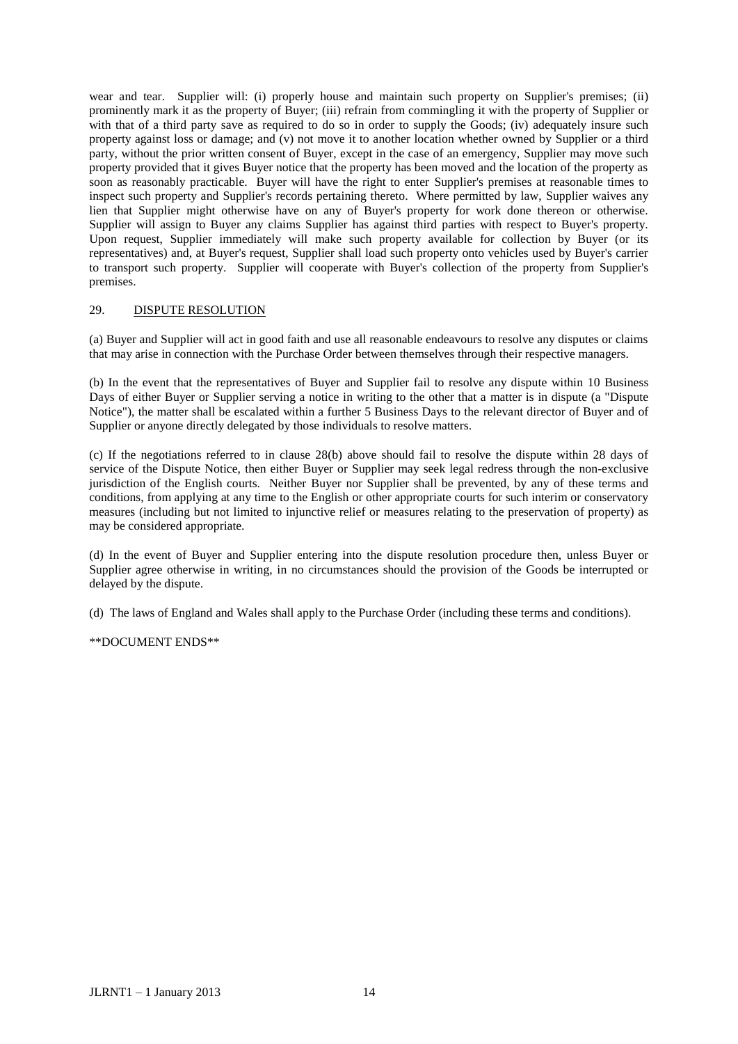wear and tear. Supplier will: (i) properly house and maintain such property on Supplier's premises; (ii) prominently mark it as the property of Buyer; (iii) refrain from commingling it with the property of Supplier or with that of a third party save as required to do so in order to supply the Goods; (iv) adequately insure such property against loss or damage; and (v) not move it to another location whether owned by Supplier or a third party, without the prior written consent of Buyer, except in the case of an emergency, Supplier may move such property provided that it gives Buyer notice that the property has been moved and the location of the property as soon as reasonably practicable. Buyer will have the right to enter Supplier's premises at reasonable times to inspect such property and Supplier's records pertaining thereto. Where permitted by law, Supplier waives any lien that Supplier might otherwise have on any of Buyer's property for work done thereon or otherwise. Supplier will assign to Buyer any claims Supplier has against third parties with respect to Buyer's property. Upon request, Supplier immediately will make such property available for collection by Buyer (or its representatives) and, at Buyer's request, Supplier shall load such property onto vehicles used by Buyer's carrier to transport such property. Supplier will cooperate with Buyer's collection of the property from Supplier's premises.

## 29. DISPUTE RESOLUTION

(a) Buyer and Supplier will act in good faith and use all reasonable endeavours to resolve any disputes or claims that may arise in connection with the Purchase Order between themselves through their respective managers.

(b) In the event that the representatives of Buyer and Supplier fail to resolve any dispute within 10 Business Days of either Buyer or Supplier serving a notice in writing to the other that a matter is in dispute (a "Dispute Notice"), the matter shall be escalated within a further 5 Business Days to the relevant director of Buyer and of Supplier or anyone directly delegated by those individuals to resolve matters.

(c) If the negotiations referred to in clause 28(b) above should fail to resolve the dispute within 28 days of service of the Dispute Notice, then either Buyer or Supplier may seek legal redress through the non-exclusive jurisdiction of the English courts. Neither Buyer nor Supplier shall be prevented, by any of these terms and conditions, from applying at any time to the English or other appropriate courts for such interim or conservatory measures (including but not limited to injunctive relief or measures relating to the preservation of property) as may be considered appropriate.

(d) In the event of Buyer and Supplier entering into the dispute resolution procedure then, unless Buyer or Supplier agree otherwise in writing, in no circumstances should the provision of the Goods be interrupted or delayed by the dispute.

(d) The laws of England and Wales shall apply to the Purchase Order (including these terms and conditions).

**DOCUMENT ENDS**